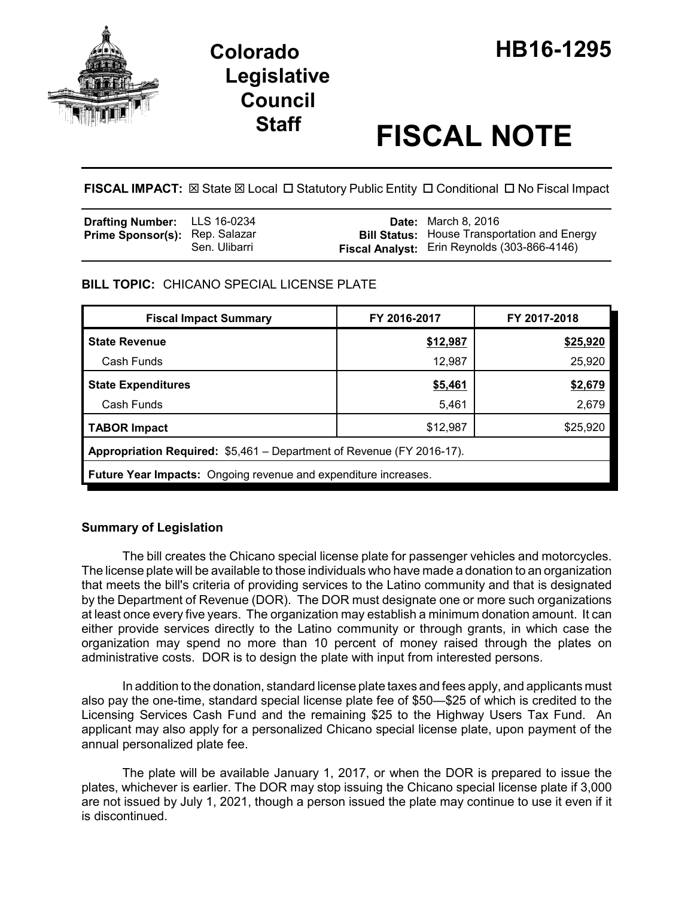# Colorado Legislative Council Staff

# HB16-1295

# FISCAL NOTE

**FISCAL IMPACT:** ☒ State ☒ Local ☐ Statutory Public Entity ☐ Conditional ☐ No Fiscal Impact

| | | | |
|---|---|---|---|
| **Drafting Number:** | LLS 16-0234 | **Date:** | March 8, 2016 |
| **Prime Sponsor(s):** | Rep. Salazar<br>Sen. Ulibarri | **Bill Status:** | House Transportation and Energy |
| | | **Fiscal Analyst:** | Erin Reynolds (303-866-4146) |

**BILL TOPIC:** CHICANO SPECIAL LICENSE PLATE

| Fiscal Impact Summary | FY 2016-2017 | FY 2017-2018 |
|---|---|---|
| **State Revenue** | **$12,987** | **$25,920** |
| Cash Funds | 12,987 | 25,920 |
| **State Expenditures** | **$5,461** | **$2,679** |
| Cash Funds | 5,461 | 2,679 |
| **TABOR Impact** | $12,987 | $25,920 |
| **Appropriation Required:** $5,461 – Department of Revenue (FY 2016-17). | | |
| **Future Year Impacts:** Ongoing revenue and expenditure increases. | | |

## Summary of Legislation

The bill creates the Chicano special license plate for passenger vehicles and motorcycles. The license plate will be available to those individuals who have made a donation to an organization that meets the bill's criteria of providing services to the Latino community and that is designated by the Department of Revenue (DOR). The DOR must designate one or more such organizations at least once every five years. The organization may establish a minimum donation amount. It can either provide services directly to the Latino community or through grants, in which case the organization may spend no more than 10 percent of money raised through the plates on administrative costs. DOR is to design the plate with input from interested persons.

In addition to the donation, standard license plate taxes and fees apply, and applicants must also pay the one-time, standard special license plate fee of $50—$25 of which is credited to the Licensing Services Cash Fund and the remaining $25 to the Highway Users Tax Fund. An applicant may also apply for a personalized Chicano special license plate, upon payment of the annual personalized plate fee.

The plate will be available January 1, 2017, or when the DOR is prepared to issue the plates, whichever is earlier. The DOR may stop issuing the Chicano special license plate if 3,000 are not issued by July 1, 2021, though a person issued the plate may continue to use it even if it is discontinued.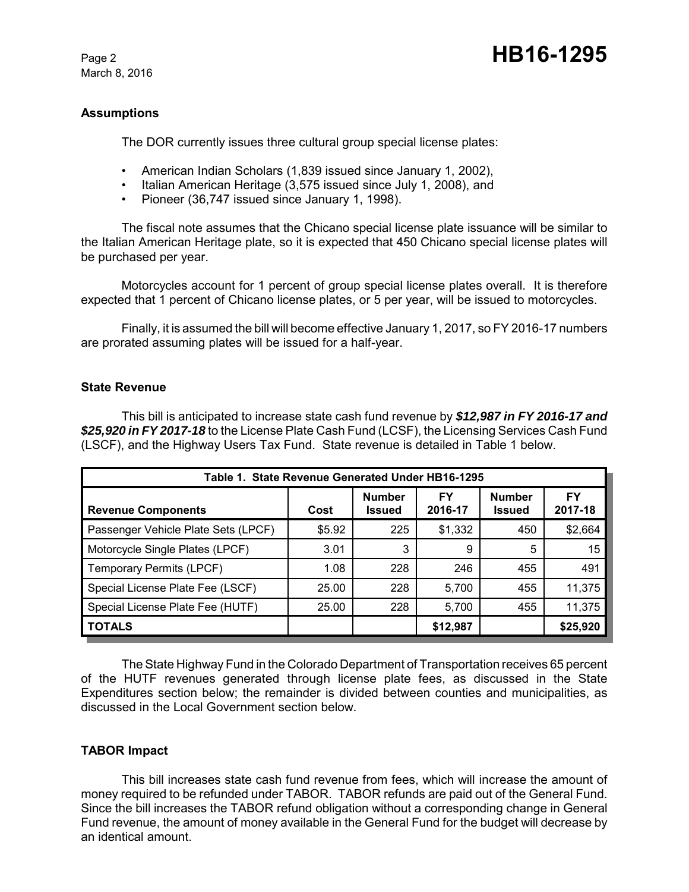## Assumptions

The DOR currently issues three cultural group special license plates:

- American Indian Scholars (1,839 issued since January 1, 2002),
- Italian American Heritage (3,575 issued since July 1, 2008), and
- Pioneer (36,747 issued since January 1, 1998).

The fiscal note assumes that the Chicano special license plate issuance will be similar to the Italian American Heritage plate, so it is expected that 450 Chicano special license plates will be purchased per year.

Motorcycles account for 1 percent of group special license plates overall. It is therefore expected that 1 percent of Chicano license plates, or 5 per year, will be issued to motorcycles.

Finally, it is assumed the bill will become effective January 1, 2017, so FY 2016-17 numbers are prorated assuming plates will be issued for a half-year.

## State Revenue

This bill is anticipated to increase state cash fund revenue by ***$12,987 in FY 2016-17 and $25,920 in FY 2017-18*** to the License Plate Cash Fund (LCSF), the Licensing Services Cash Fund (LSCF), and the Highway Users Tax Fund. State revenue is detailed in Table 1 below.

**Table 1. State Revenue Generated Under HB16-1295**

| Revenue Components | Cost | Number Issued | FY 2016-17 | Number Issued | FY 2017-18 |
|---|---|---|---|---|---|
| Passenger Vehicle Plate Sets (LPCF) | $5.92 | 225 | $1,332 | 450 | $2,664 |
| Motorcycle Single Plates (LPCF) | 3.01 | 3 | 9 | 5 | 15 |
| Temporary Permits (LPCF) | 1.08 | 228 | 246 | 455 | 491 |
| Special License Plate Fee (LSCF) | 25.00 | 228 | 5,700 | 455 | 11,375 |
| Special License Plate Fee (HUTF) | 25.00 | 228 | 5,700 | 455 | 11,375 |
| **TOTALS** | | | **$12,987** | | **$25,920** |

The State Highway Fund in the Colorado Department of Transportation receives 65 percent of the HUTF revenues generated through license plate fees, as discussed in the State Expenditures section below; the remainder is divided between counties and municipalities, as discussed in the Local Government section below.

## TABOR Impact

This bill increases state cash fund revenue from fees, which will increase the amount of money required to be refunded under TABOR. TABOR refunds are paid out of the General Fund. Since the bill increases the TABOR refund obligation without a corresponding change in General Fund revenue, the amount of money available in the General Fund for the budget will decrease by an identical amount.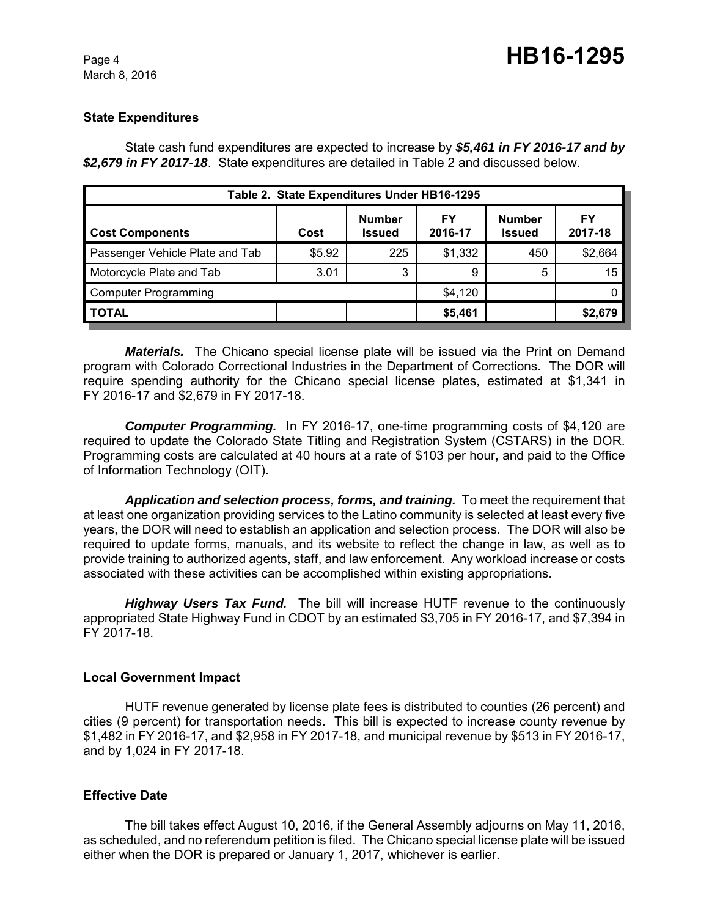### State Expenditures

State cash fund expenditures are expected to increase by ***$5,461 in FY 2016-17 and by $2,679 in FY 2017-18***. State expenditures are detailed in Table 2 and discussed below.

| Table 2. State Expenditures Under HB16-1295 | | | | | |
|---|---|---|---|---|---|
| **Cost Components** | **Cost** | **Number Issued** | **FY 2016-17** | **Number Issued** | **FY 2017-18** |
| Passenger Vehicle Plate and Tab | $5.92 | 225 | $1,332 | 450 | $2,664 |
| Motorcycle Plate and Tab | 3.01 | 3 | 9 | 5 | 15 |
| Computer Programming | | | $4,120 | | 0 |
| **TOTAL** | | | **$5,461** | | **$2,679** |

***Materials.*** The Chicano special license plate will be issued via the Print on Demand program with Colorado Correctional Industries in the Department of Corrections. The DOR will require spending authority for the Chicano special license plates, estimated at $1,341 in FY 2016-17 and $2,679 in FY 2017-18.

***Computer Programming.*** In FY 2016-17, one-time programming costs of $4,120 are required to update the Colorado State Titling and Registration System (CSTARS) in the DOR. Programming costs are calculated at 40 hours at a rate of $103 per hour, and paid to the Office of Information Technology (OIT).

***Application and selection process, forms, and training.*** To meet the requirement that at least one organization providing services to the Latino community is selected at least every five years, the DOR will need to establish an application and selection process. The DOR will also be required to update forms, manuals, and its website to reflect the change in law, as well as to provide training to authorized agents, staff, and law enforcement. Any workload increase or costs associated with these activities can be accomplished within existing appropriations.

***Highway Users Tax Fund.*** The bill will increase HUTF revenue to the continuously appropriated State Highway Fund in CDOT by an estimated $3,705 in FY 2016-17, and $7,394 in FY 2017-18.

### Local Government Impact

HUTF revenue generated by license plate fees is distributed to counties (26 percent) and cities (9 percent) for transportation needs. This bill is expected to increase county revenue by $1,482 in FY 2016-17, and $2,958 in FY 2017-18, and municipal revenue by $513 in FY 2016-17, and by 1,024 in FY 2017-18.

### Effective Date

The bill takes effect August 10, 2016, if the General Assembly adjourns on May 11, 2016, as scheduled, and no referendum petition is filed. The Chicano special license plate will be issued either when the DOR is prepared or January 1, 2017, whichever is earlier.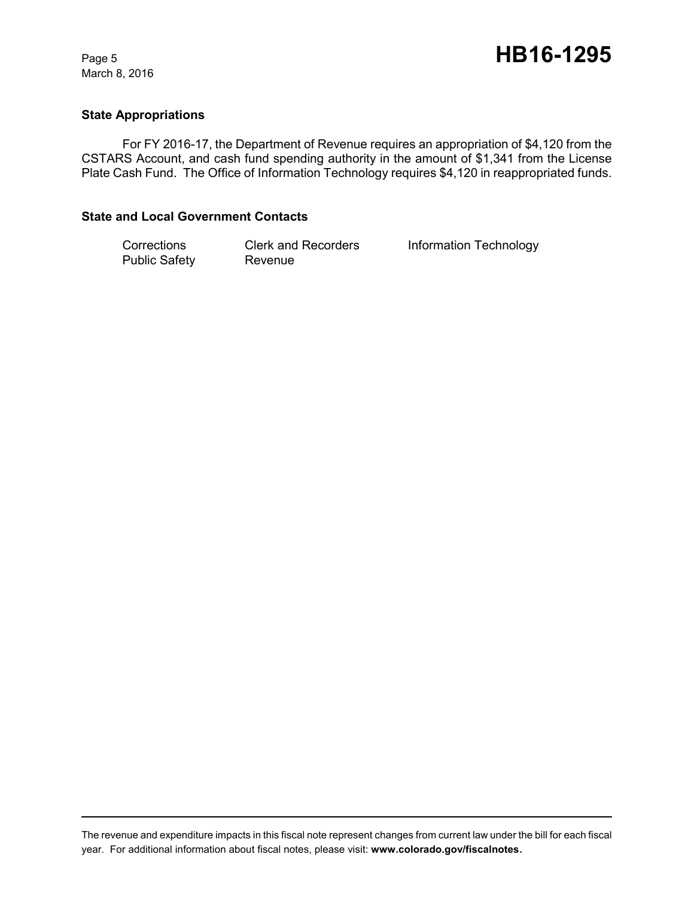### State Appropriations

For FY 2016-17, the Department of Revenue requires an appropriation of $4,120 from the CSTARS Account, and cash fund spending authority in the amount of $1,341 from the License Plate Cash Fund. The Office of Information Technology requires $4,120 in reappropriated funds.

### State and Local Government Contacts

| | | |
|---|---|---|
| Corrections | Clerk and Recorders | Information Technology |
| Public Safety | Revenue | |

The revenue and expenditure impacts in this fiscal note represent changes from current law under the bill for each fiscal year. For additional information about fiscal notes, please visit: **www.colorado.gov/fiscalnotes.**